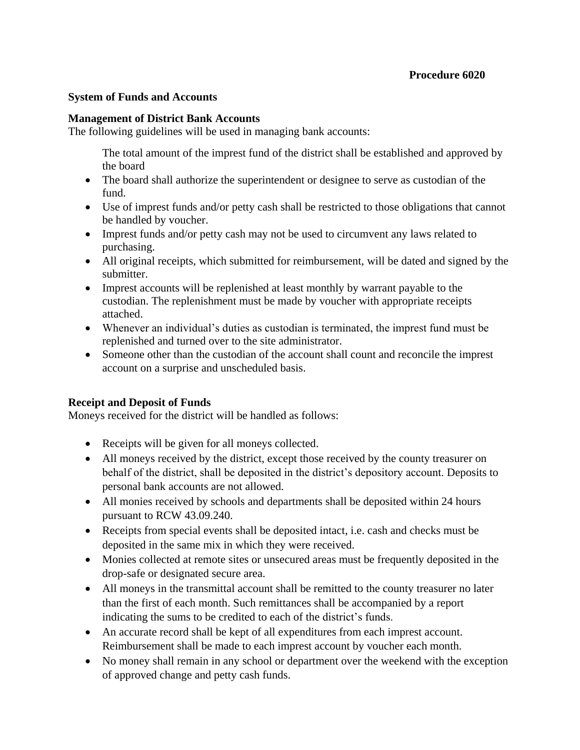**Procedure 6020**

**System of Funds and Accounts**

**Management of District Bank Accounts**

The following guidelines will be used in managing bank accounts:

The total amount of the imprest fund of the district shall be established and approved by the board

- The board shall authorize the superintendent or designee to serve as custodian of the fund.
- Use of imprest funds and/or petty cash shall be restricted to those obligations that cannot be handled by voucher.
- Imprest funds and/or petty cash may not be used to circumvent any laws related to purchasing.
- All original receipts, which submitted for reimbursement, will be dated and signed by the submitter.
- Imprest accounts will be replenished at least monthly by warrant payable to the custodian. The replenishment must be made by voucher with appropriate receipts attached.
- Whenever an individual's duties as custodian is terminated, the imprest fund must be replenished and turned over to the site administrator.
- Someone other than the custodian of the account shall count and reconcile the imprest account on a surprise and unscheduled basis.

**Receipt and Deposit of Funds**

Moneys received for the district will be handled as follows:

- Receipts will be given for all moneys collected.
- All moneys received by the district, except those received by the county treasurer on behalf of the district, shall be deposited in the district's depository account. Deposits to personal bank accounts are not allowed.
- All monies received by schools and departments shall be deposited within 24 hours pursuant to RCW 43.09.240.
- Receipts from special events shall be deposited intact, i.e. cash and checks must be deposited in the same mix in which they were received.
- Monies collected at remote sites or unsecured areas must be frequently deposited in the drop-safe or designated secure area.
- All moneys in the transmittal account shall be remitted to the county treasurer no later than the first of each month. Such remittances shall be accompanied by a report indicating the sums to be credited to each of the district's funds.
- An accurate record shall be kept of all expenditures from each imprest account. Reimbursement shall be made to each imprest account by voucher each month.
- No money shall remain in any school or department over the weekend with the exception of approved change and petty cash funds.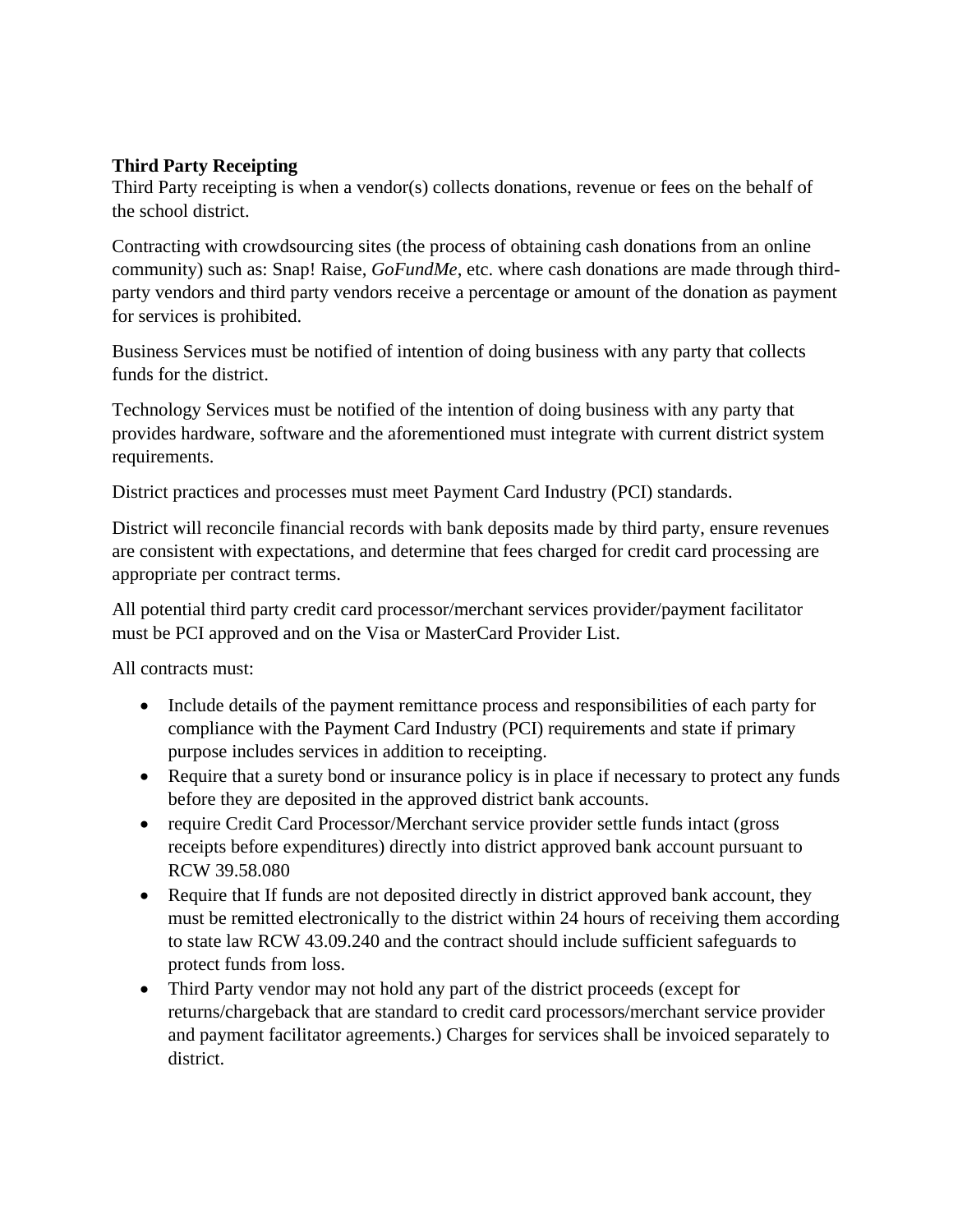**Third Party Receipting**

Third Party receipting is when a vendor(s) collects donations, revenue or fees on the behalf of the school district.

Contracting with crowdsourcing sites (the process of obtaining cash donations from an online community) such as: Snap! Raise, *GoFundMe*, etc. where cash donations are made through third-party vendors and third party vendors receive a percentage or amount of the donation as payment for services is prohibited.

Business Services must be notified of intention of doing business with any party that collects funds for the district.

Technology Services must be notified of the intention of doing business with any party that provides hardware, software and the aforementioned must integrate with current district system requirements.

District practices and processes must meet Payment Card Industry (PCI) standards.

District will reconcile financial records with bank deposits made by third party, ensure revenues are consistent with expectations, and determine that fees charged for credit card processing are appropriate per contract terms.

All potential third party credit card processor/merchant services provider/payment facilitator must be PCI approved and on the Visa or MasterCard Provider List.

All contracts must:

- Include details of the payment remittance process and responsibilities of each party for compliance with the Payment Card Industry (PCI) requirements and state if primary purpose includes services in addition to receipting.
- Require that a surety bond or insurance policy is in place if necessary to protect any funds before they are deposited in the approved district bank accounts.
- require Credit Card Processor/Merchant service provider settle funds intact (gross receipts before expenditures) directly into district approved bank account pursuant to RCW 39.58.080
- Require that If funds are not deposited directly in district approved bank account, they must be remitted electronically to the district within 24 hours of receiving them according to state law RCW 43.09.240 and the contract should include sufficient safeguards to protect funds from loss.
- Third Party vendor may not hold any part of the district proceeds (except for returns/chargeback that are standard to credit card processors/merchant service provider and payment facilitator agreements.) Charges for services shall be invoiced separately to district.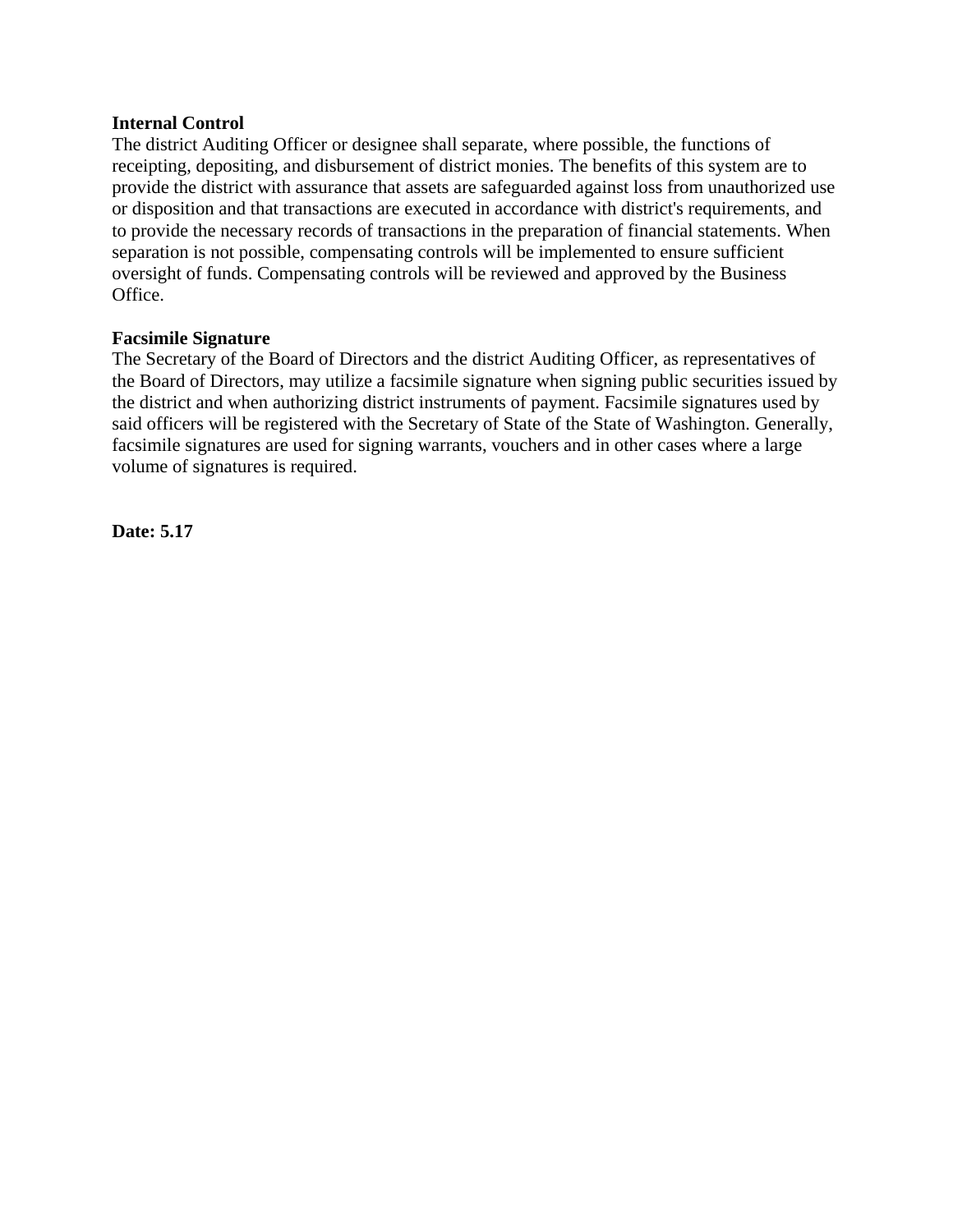**Internal Control**

The district Auditing Officer or designee shall separate, where possible, the functions of receipting, depositing, and disbursement of district monies. The benefits of this system are to provide the district with assurance that assets are safeguarded against loss from unauthorized use or disposition and that transactions are executed in accordance with district's requirements, and to provide the necessary records of transactions in the preparation of financial statements. When separation is not possible, compensating controls will be implemented to ensure sufficient oversight of funds. Compensating controls will be reviewed and approved by the Business Office.

**Facsimile Signature**

The Secretary of the Board of Directors and the district Auditing Officer, as representatives of the Board of Directors, may utilize a facsimile signature when signing public securities issued by the district and when authorizing district instruments of payment. Facsimile signatures used by said officers will be registered with the Secretary of State of the State of Washington. Generally, facsimile signatures are used for signing warrants, vouchers and in other cases where a large volume of signatures is required.

**Date: 5.17**